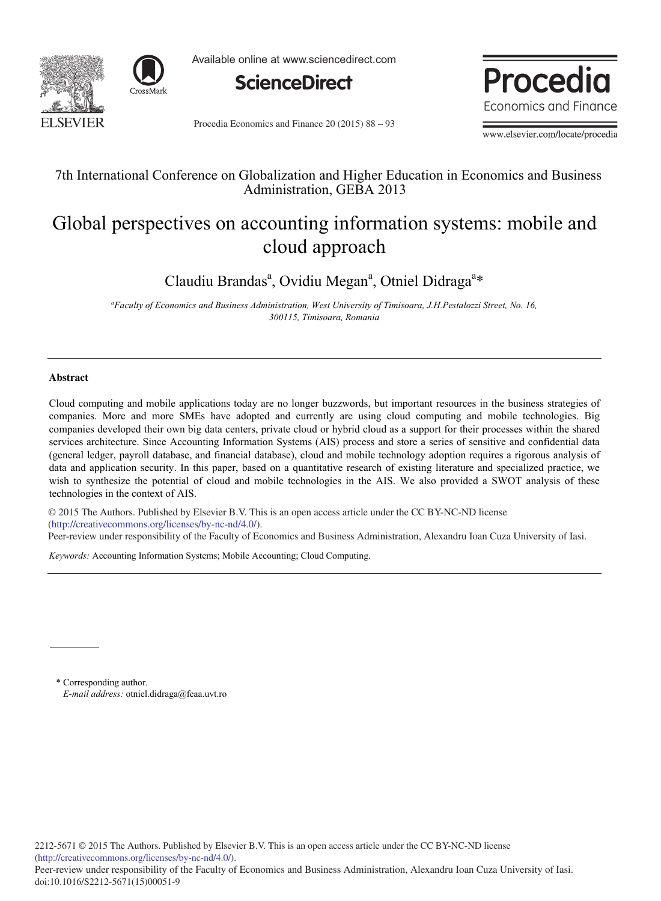7th International Conference on Globalization and Higher Education in Economics and Business Administration, GEBA 2013

# Global perspectives on accounting information systems: mobile and cloud approach

Claudiu Brandas[a], Ovidiu Megan[a], Otniel Didraga[a]*

[a]*Faculty of Economics and Business Administration, West University of Timisoara, J.H.Pestalozzi Street, No. 16, 300115, Timisoara, Romania*

---

## Abstract

Cloud computing and mobile applications today are no longer buzzwords, but important resources in the business strategies of companies. More and more SMEs have adopted and currently are using cloud computing and mobile technologies. Big companies developed their own big data centers, private cloud or hybrid cloud as a support for their processes within the shared services architecture. Since Accounting Information Systems (AIS) process and store a series of sensitive and confidential data (general ledger, payroll database, and financial database), cloud and mobile technology adoption requires a rigorous analysis of data and application security. In this paper, based on a quantitative research of existing literature and specialized practice, we wish to synthesize the potential of cloud and mobile technologies in the AIS. We also provided a SWOT analysis of these technologies in the context of AIS.

© 2015 The Authors. Published by Elsevier B.V. This is an open access article under the CC BY-NC-ND license (http://creativecommons.org/licenses/by-nc-nd/4.0/).
Peer-review under responsibility of the Faculty of Economics and Business Administration, Alexandru Ioan Cuza University of Iasi.

*Keywords:* Accounting Information Systems; Mobile Accounting; Cloud Computing.

---

\* Corresponding author.
*E-mail address:* otniel.didraga@feaa.uvt.ro

2212-5671 © 2015 The Authors. Published by Elsevier B.V. This is an open access article under the CC BY-NC-ND license (http://creativecommons.org/licenses/by-nc-nd/4.0/).
Peer-review under responsibility of the Faculty of Economics and Business Administration, Alexandru Ioan Cuza University of Iasi.
doi:10.1016/S2212-5671(15)00051-9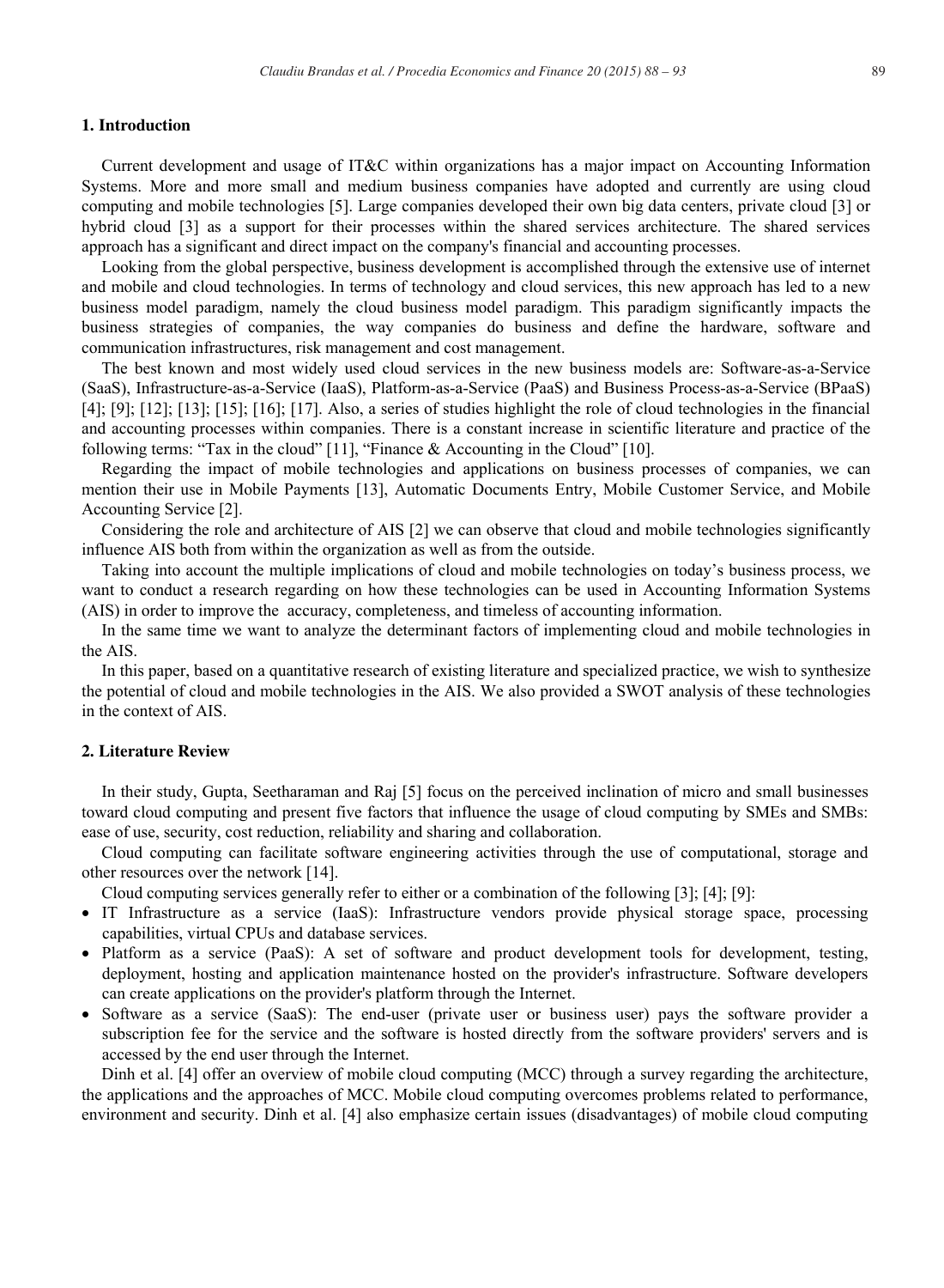## 1. Introduction

Current development and usage of IT&C within organizations has a major impact on Accounting Information Systems. More and more small and medium business companies have adopted and currently are using cloud computing and mobile technologies [5]. Large companies developed their own big data centers, private cloud [3] or hybrid cloud [3] as a support for their processes within the shared services architecture. The shared services approach has a significant and direct impact on the company's financial and accounting processes.

Looking from the global perspective, business development is accomplished through the extensive use of internet and mobile and cloud technologies. In terms of technology and cloud services, this new approach has led to a new business model paradigm, namely the cloud business model paradigm. This paradigm significantly impacts the business strategies of companies, the way companies do business and define the hardware, software and communication infrastructures, risk management and cost management.

The best known and most widely used cloud services in the new business models are: Software-as-a-Service (SaaS), Infrastructure-as-a-Service (IaaS), Platform-as-a-Service (PaaS) and Business Process-as-a-Service (BPaaS) [4]; [9]; [12]; [13]; [15]; [16]; [17]. Also, a series of studies highlight the role of cloud technologies in the financial and accounting processes within companies. There is a constant increase in scientific literature and practice of the following terms: "Tax in the cloud" [11], "Finance & Accounting in the Cloud" [10].

Regarding the impact of mobile technologies and applications on business processes of companies, we can mention their use in Mobile Payments [13], Automatic Documents Entry, Mobile Customer Service, and Mobile Accounting Service [2].

Considering the role and architecture of AIS [2] we can observe that cloud and mobile technologies significantly influence AIS both from within the organization as well as from the outside.

Taking into account the multiple implications of cloud and mobile technologies on today's business process, we want to conduct a research regarding on how these technologies can be used in Accounting Information Systems (AIS) in order to improve the accuracy, completeness, and timeless of accounting information.

In the same time we want to analyze the determinant factors of implementing cloud and mobile technologies in the AIS.

In this paper, based on a quantitative research of existing literature and specialized practice, we wish to synthesize the potential of cloud and mobile technologies in the AIS. We also provided a SWOT analysis of these technologies in the context of AIS.

## 2. Literature Review

In their study, Gupta, Seetharaman and Raj [5] focus on the perceived inclination of micro and small businesses toward cloud computing and present five factors that influence the usage of cloud computing by SMEs and SMBs: ease of use, security, cost reduction, reliability and sharing and collaboration.

Cloud computing can facilitate software engineering activities through the use of computational, storage and other resources over the network [14].

Cloud computing services generally refer to either or a combination of the following [3]; [4]; [9]:

- IT Infrastructure as a service (IaaS): Infrastructure vendors provide physical storage space, processing capabilities, virtual CPUs and database services.
- Platform as a service (PaaS): A set of software and product development tools for development, testing, deployment, hosting and application maintenance hosted on the provider's infrastructure. Software developers can create applications on the provider's platform through the Internet.
- Software as a service (SaaS): The end-user (private user or business user) pays the software provider a subscription fee for the service and the software is hosted directly from the software providers' servers and is accessed by the end user through the Internet.

Dinh et al. [4] offer an overview of mobile cloud computing (MCC) through a survey regarding the architecture, the applications and the approaches of MCC. Mobile cloud computing overcomes problems related to performance, environment and security. Dinh et al. [4] also emphasize certain issues (disadvantages) of mobile cloud computing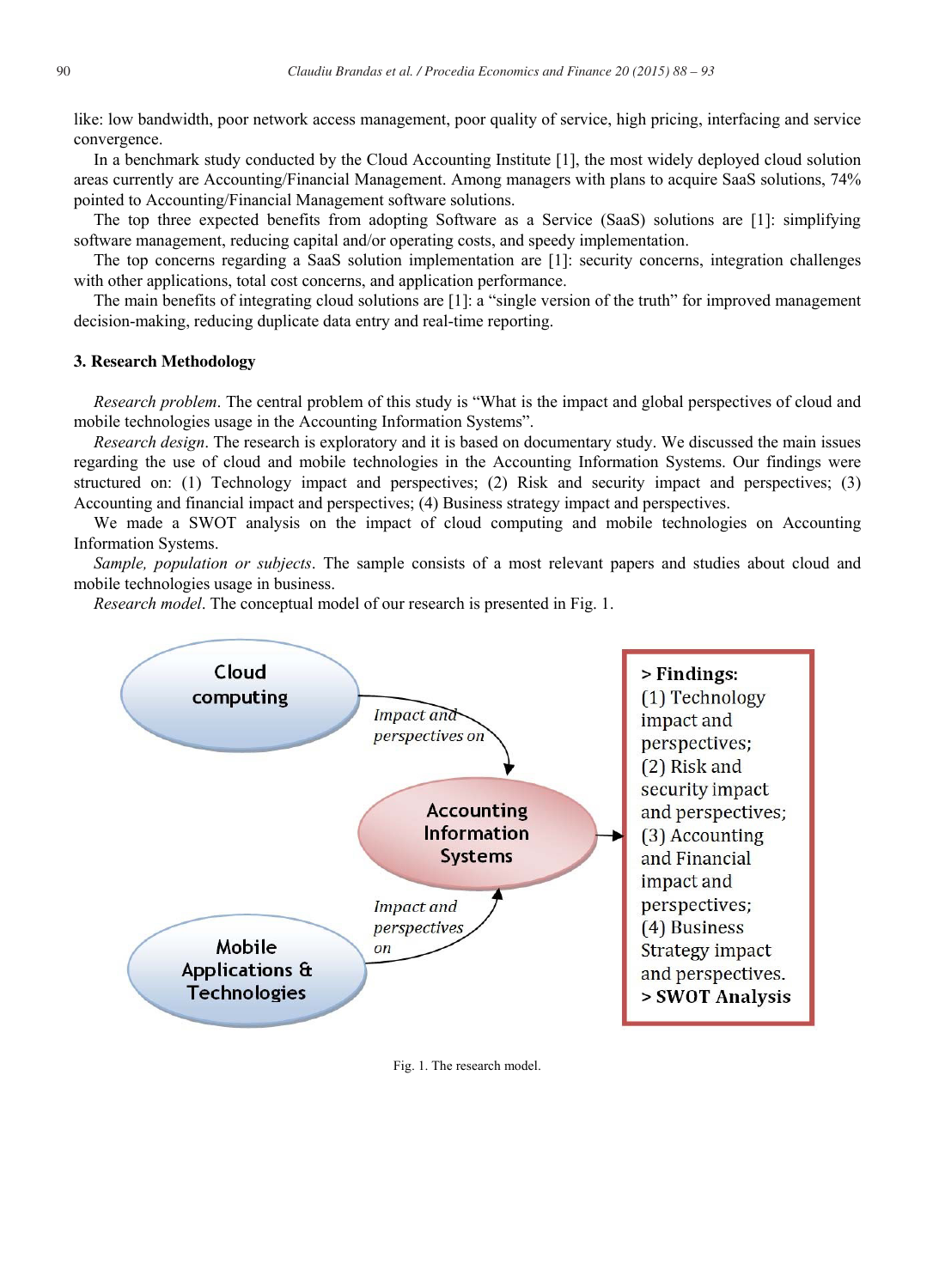like: low bandwidth, poor network access management, poor quality of service, high pricing, interfacing and service convergence.

In a benchmark study conducted by the Cloud Accounting Institute [1], the most widely deployed cloud solution areas currently are Accounting/Financial Management. Among managers with plans to acquire SaaS solutions, 74% pointed to Accounting/Financial Management software solutions.

The top three expected benefits from adopting Software as a Service (SaaS) solutions are [1]: simplifying software management, reducing capital and/or operating costs, and speedy implementation.

The top concerns regarding a SaaS solution implementation are [1]: security concerns, integration challenges with other applications, total cost concerns, and application performance.

The main benefits of integrating cloud solutions are [1]: a "single version of the truth" for improved management decision-making, reducing duplicate data entry and real-time reporting.

## 3. Research Methodology

*Research problem*. The central problem of this study is "What is the impact and global perspectives of cloud and mobile technologies usage in the Accounting Information Systems".

*Research design*. The research is exploratory and it is based on documentary study. We discussed the main issues regarding the use of cloud and mobile technologies in the Accounting Information Systems. Our findings were structured on: (1) Technology impact and perspectives; (2) Risk and security impact and perspectives; (3) Accounting and financial impact and perspectives; (4) Business strategy impact and perspectives.

We made a SWOT analysis on the impact of cloud computing and mobile technologies on Accounting Information Systems.

*Sample, population or subjects*. The sample consists of a most relevant papers and studies about cloud and mobile technologies usage in business.

*Research model*. The conceptual model of our research is presented in Fig. 1.

Cloud computing → *Impact and perspectives on* → Accounting Information Systems ← *Impact and perspectives on* ← Mobile Applications & Technologies

Accounting Information Systems → **> Findings:** (1) Technology impact and perspectives; (2) Risk and security impact and perspectives; (3) Accounting and Financial impact and perspectives; (4) Business Strategy impact and perspectives. **> SWOT Analysis**

Fig. 1. The research model.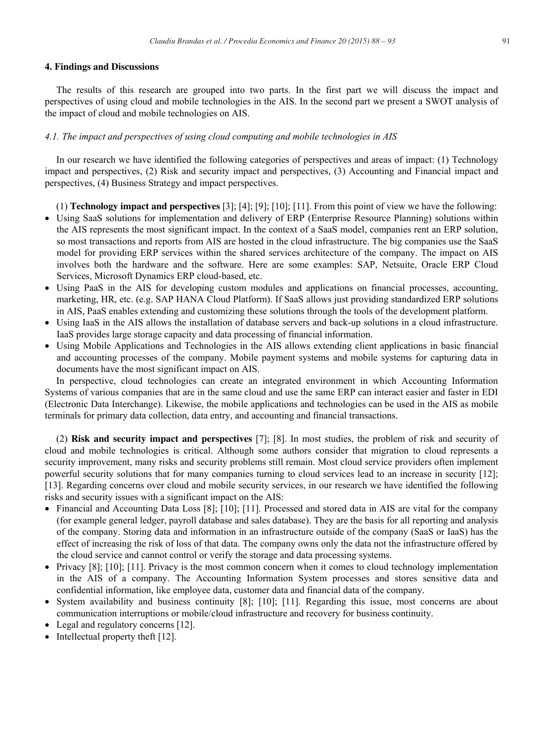## 4. Findings and Discussions

The results of this research are grouped into two parts. In the first part we will discuss the impact and perspectives of using cloud and mobile technologies in the AIS. In the second part we present a SWOT analysis of the impact of cloud and mobile technologies on AIS.

### *4.1. The impact and perspectives of using cloud computing and mobile technologies in AIS*

In our research we have identified the following categories of perspectives and areas of impact: (1) Technology impact and perspectives, (2) Risk and security impact and perspectives, (3) Accounting and Financial impact and perspectives, (4) Business Strategy and impact perspectives.

(1) **Technology impact and perspectives** [3]; [4]; [9]; [10]; [11]. From this point of view we have the following:

- Using SaaS solutions for implementation and delivery of ERP (Enterprise Resource Planning) solutions within the AIS represents the most significant impact. In the context of a SaaS model, companies rent an ERP solution, so most transactions and reports from AIS are hosted in the cloud infrastructure. The big companies use the SaaS model for providing ERP services within the shared services architecture of the company. The impact on AIS involves both the hardware and the software. Here are some examples: SAP, Netsuite, Oracle ERP Cloud Services, Microsoft Dynamics ERP cloud-based, etc.
- Using PaaS in the AIS for developing custom modules and applications on financial processes, accounting, marketing, HR, etc. (e.g. SAP HANA Cloud Platform). If SaaS allows just providing standardized ERP solutions in AIS, PaaS enables extending and customizing these solutions through the tools of the development platform.
- Using IaaS in the AIS allows the installation of database servers and back-up solutions in a cloud infrastructure. IaaS provides large storage capacity and data processing of financial information.
- Using Mobile Applications and Technologies in the AIS allows extending client applications in basic financial and accounting processes of the company. Mobile payment systems and mobile systems for capturing data in documents have the most significant impact on AIS.

In perspective, cloud technologies can create an integrated environment in which Accounting Information Systems of various companies that are in the same cloud and use the same ERP can interact easier and faster in EDI (Electronic Data Interchange). Likewise, the mobile applications and technologies can be used in the AIS as mobile terminals for primary data collection, data entry, and accounting and financial transactions.

(2) **Risk and security impact and perspectives** [7]; [8]. In most studies, the problem of risk and security of cloud and mobile technologies is critical. Although some authors consider that migration to cloud represents a security improvement, many risks and security problems still remain. Most cloud service providers often implement powerful security solutions that for many companies turning to cloud services lead to an increase in security [12]; [13]. Regarding concerns over cloud and mobile security services, in our research we have identified the following risks and security issues with a significant impact on the AIS:

- Financial and Accounting Data Loss [8]; [10]; [11]. Processed and stored data in AIS are vital for the company (for example general ledger, payroll database and sales database). They are the basis for all reporting and analysis of the company. Storing data and information in an infrastructure outside of the company (SaaS or IaaS) has the effect of increasing the risk of loss of that data. The company owns only the data not the infrastructure offered by the cloud service and cannot control or verify the storage and data processing systems.
- Privacy [8]; [10]; [11]. Privacy is the most common concern when it comes to cloud technology implementation in the AIS of a company. The Accounting Information System processes and stores sensitive data and confidential information, like employee data, customer data and financial data of the company.
- System availability and business continuity [8]; [10]; [11]. Regarding this issue, most concerns are about communication interruptions or mobile/cloud infrastructure and recovery for business continuity.
- Legal and regulatory concerns [12].
- Intellectual property theft [12].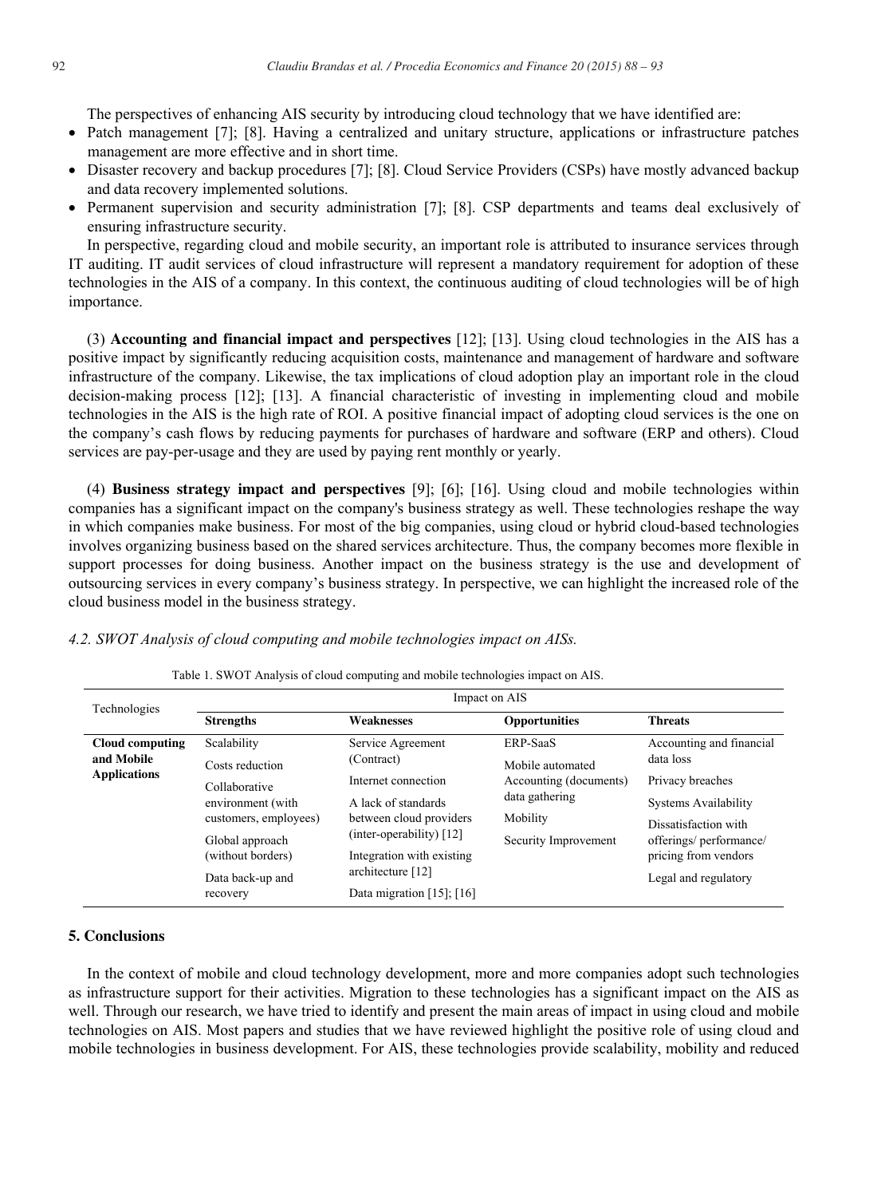The perspectives of enhancing AIS security by introducing cloud technology that we have identified are:

- Patch management [7]; [8]. Having a centralized and unitary structure, applications or infrastructure patches management are more effective and in short time.
- Disaster recovery and backup procedures [7]; [8]. Cloud Service Providers (CSPs) have mostly advanced backup and data recovery implemented solutions.
- Permanent supervision and security administration [7]; [8]. CSP departments and teams deal exclusively of ensuring infrastructure security.

In perspective, regarding cloud and mobile security, an important role is attributed to insurance services through IT auditing. IT audit services of cloud infrastructure will represent a mandatory requirement for adoption of these technologies in the AIS of a company. In this context, the continuous auditing of cloud technologies will be of high importance.

(3) **Accounting and financial impact and perspectives** [12]; [13]. Using cloud technologies in the AIS has a positive impact by significantly reducing acquisition costs, maintenance and management of hardware and software infrastructure of the company. Likewise, the tax implications of cloud adoption play an important role in the cloud decision-making process [12]; [13]. A financial characteristic of investing in implementing cloud and mobile technologies in the AIS is the high rate of ROI. A positive financial impact of adopting cloud services is the one on the company's cash flows by reducing payments for purchases of hardware and software (ERP and others). Cloud services are pay-per-usage and they are used by paying rent monthly or yearly.

(4) **Business strategy impact and perspectives** [9]; [6]; [16]. Using cloud and mobile technologies within companies has a significant impact on the company's business strategy as well. These technologies reshape the way in which companies make business. For most of the big companies, using cloud or hybrid cloud-based technologies involves organizing business based on the shared services architecture. Thus, the company becomes more flexible in support processes for doing business. Another impact on the business strategy is the use and development of outsourcing services in every company's business strategy. In perspective, we can highlight the increased role of the cloud business model in the business strategy.

### *4.2. SWOT Analysis of cloud computing and mobile technologies impact on AISs.*

Table 1. SWOT Analysis of cloud computing and mobile technologies impact on AIS.

| Technologies | Impact on AIS | | | |
|---|---|---|---|---|
| | **Strengths** | **Weaknesses** | **Opportunities** | **Threats** |
| **Cloud computing and Mobile Applications** | Scalability<br>Costs reduction<br>Collaborative environment (with customers, employees)<br>Global approach (without borders)<br>Data back-up and recovery | Service Agreement (Contract)<br>Internet connection<br>A lack of standards between cloud providers (inter-operability) [12]<br>Integration with existing architecture [12]<br>Data migration [15]; [16] | ERP-SaaS<br>Mobile automated Accounting (documents) data gathering<br>Mobility<br>Security Improvement | Accounting and financial data loss<br>Privacy breaches<br>Systems Availability<br>Dissatisfaction with offerings/ performance/ pricing from vendors<br>Legal and regulatory |

## 5. Conclusions

In the context of mobile and cloud technology development, more and more companies adopt such technologies as infrastructure support for their activities. Migration to these technologies has a significant impact on the AIS as well. Through our research, we have tried to identify and present the main areas of impact in using cloud and mobile technologies on AIS. Most papers and studies that we have reviewed highlight the positive role of using cloud and mobile technologies in business development. For AIS, these technologies provide scalability, mobility and reduced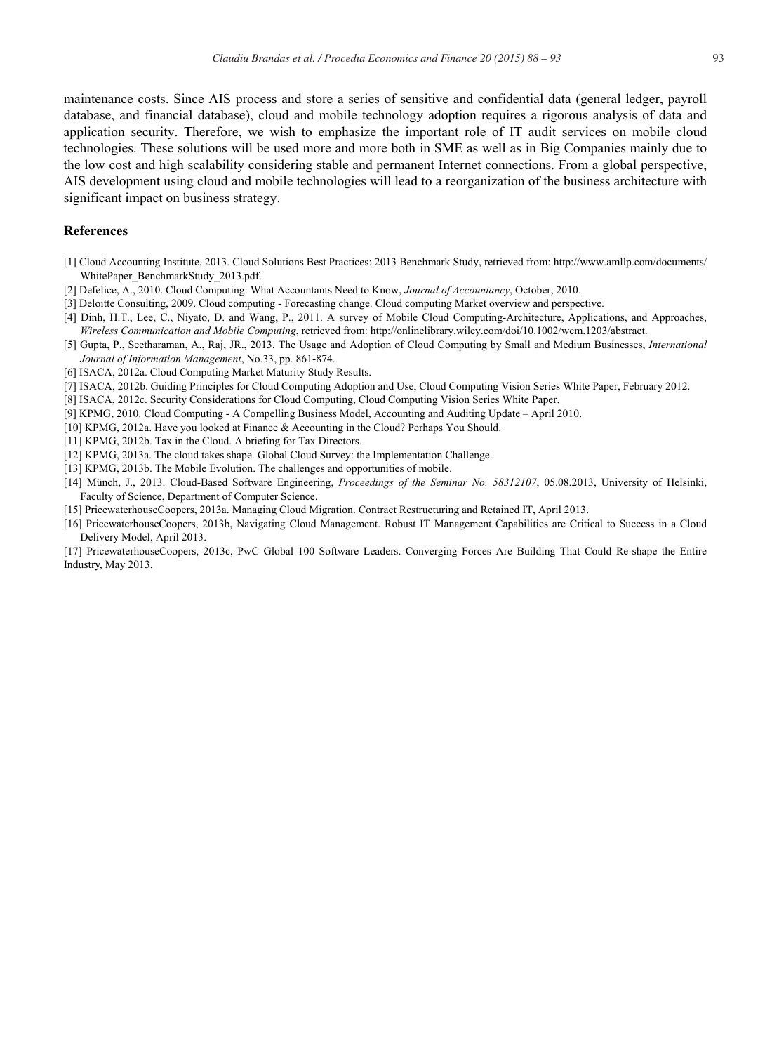maintenance costs. Since AIS process and store a series of sensitive and confidential data (general ledger, payroll database, and financial database), cloud and mobile technology adoption requires a rigorous analysis of data and application security. Therefore, we wish to emphasize the important role of IT audit services on mobile cloud technologies. These solutions will be used more and more both in SME as well as in Big Companies mainly due to the low cost and high scalability considering stable and permanent Internet connections. From a global perspective, AIS development using cloud and mobile technologies will lead to a reorganization of the business architecture with significant impact on business strategy.

## References

[1] Cloud Accounting Institute, 2013. Cloud Solutions Best Practices: 2013 Benchmark Study, retrieved from: http://www.amllp.com/documents/WhitePaper_BenchmarkStudy_2013.pdf.

[2] Defelice, A., 2010. Cloud Computing: What Accountants Need to Know, *Journal of Accountancy*, October, 2010.

[3] Deloitte Consulting, 2009. Cloud computing - Forecasting change. Cloud computing Market overview and perspective.

[4] Dinh, H.T., Lee, C., Niyato, D. and Wang, P., 2011. A survey of Mobile Cloud Computing-Architecture, Applications, and Approaches, *Wireless Communication and Mobile Computing*, retrieved from: http://onlinelibrary.wiley.com/doi/10.1002/wcm.1203/abstract.

[5] Gupta, P., Seetharaman, A., Raj, JR., 2013. The Usage and Adoption of Cloud Computing by Small and Medium Businesses, *International Journal of Information Management*, No.33, pp. 861-874.

[6] ISACA, 2012a. Cloud Computing Market Maturity Study Results.

[7] ISACA, 2012b. Guiding Principles for Cloud Computing Adoption and Use, Cloud Computing Vision Series White Paper, February 2012.

[8] ISACA, 2012c. Security Considerations for Cloud Computing, Cloud Computing Vision Series White Paper.

[9] KPMG, 2010. Cloud Computing - A Compelling Business Model, Accounting and Auditing Update – April 2010.

[10] KPMG, 2012a. Have you looked at Finance & Accounting in the Cloud? Perhaps You Should.

[11] KPMG, 2012b. Tax in the Cloud. A briefing for Tax Directors.

[12] KPMG, 2013a. The cloud takes shape. Global Cloud Survey: the Implementation Challenge.

[13] KPMG, 2013b. The Mobile Evolution. The challenges and opportunities of mobile.

[14] Münch, J., 2013. Cloud-Based Software Engineering, *Proceedings of the Seminar No. 58312107*, 05.08.2013, University of Helsinki, Faculty of Science, Department of Computer Science.

[15] PricewaterhouseCoopers, 2013a. Managing Cloud Migration. Contract Restructuring and Retained IT, April 2013.

[16] PricewaterhouseCoopers, 2013b, Navigating Cloud Management. Robust IT Management Capabilities are Critical to Success in a Cloud Delivery Model, April 2013.

[17] PricewaterhouseCoopers, 2013c, PwC Global 100 Software Leaders. Converging Forces Are Building That Could Re-shape the Entire Industry, May 2013.